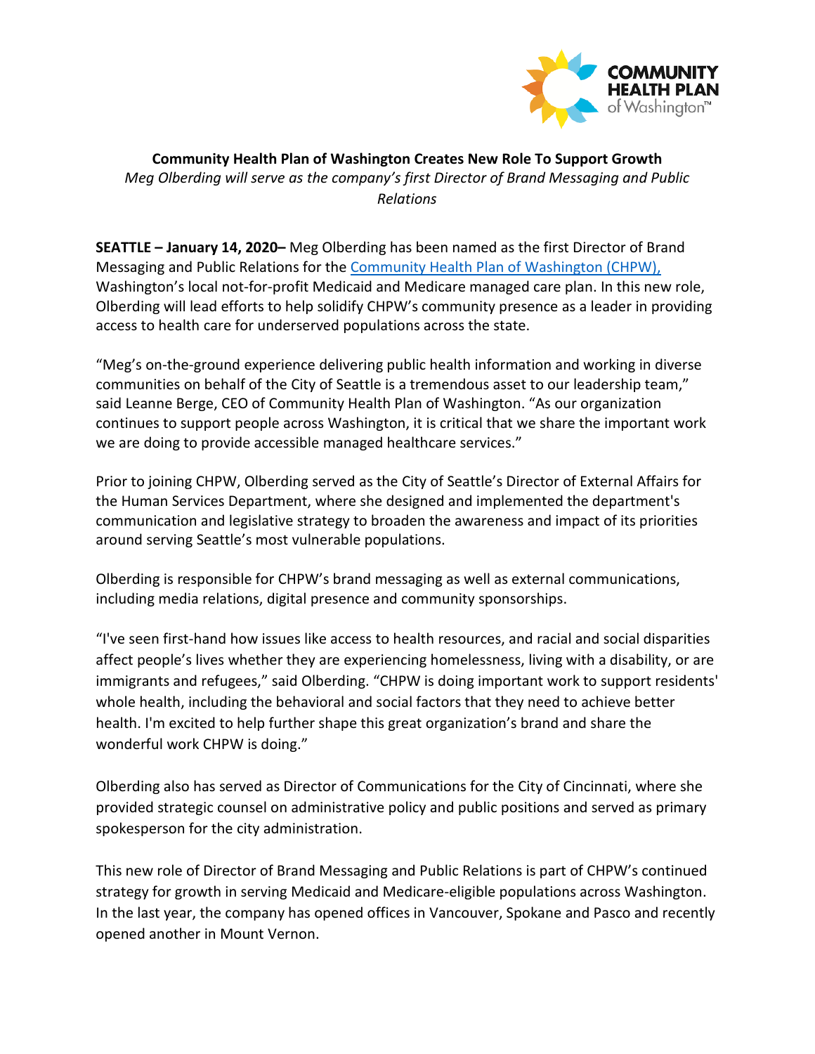COMMUNITY HEALTH PLAN of Washington™

**Community Health Plan of Washington Creates New Role To Support Growth**

*Meg Olberding will serve as the company's first Director of Brand Messaging and Public Relations*

**SEATTLE – January 14, 2020–** Meg Olberding has been named as the first Director of Brand Messaging and Public Relations for the Community Health Plan of Washington (CHPW), Washington's local not-for-profit Medicaid and Medicare managed care plan. In this new role, Olberding will lead efforts to help solidify CHPW's community presence as a leader in providing access to health care for underserved populations across the state.

"Meg's on-the-ground experience delivering public health information and working in diverse communities on behalf of the City of Seattle is a tremendous asset to our leadership team," said Leanne Berge, CEO of Community Health Plan of Washington. "As our organization continues to support people across Washington, it is critical that we share the important work we are doing to provide accessible managed healthcare services."

Prior to joining CHPW, Olberding served as the City of Seattle's Director of External Affairs for the Human Services Department, where she designed and implemented the department's communication and legislative strategy to broaden the awareness and impact of its priorities around serving Seattle's most vulnerable populations.

Olberding is responsible for CHPW's brand messaging as well as external communications, including media relations, digital presence and community sponsorships.

"I've seen first-hand how issues like access to health resources, and racial and social disparities affect people's lives whether they are experiencing homelessness, living with a disability, or are immigrants and refugees," said Olberding. "CHPW is doing important work to support residents' whole health, including the behavioral and social factors that they need to achieve better health. I'm excited to help further shape this great organization's brand and share the wonderful work CHPW is doing."

Olberding also has served as Director of Communications for the City of Cincinnati, where she provided strategic counsel on administrative policy and public positions and served as primary spokesperson for the city administration.

This new role of Director of Brand Messaging and Public Relations is part of CHPW's continued strategy for growth in serving Medicaid and Medicare-eligible populations across Washington. In the last year, the company has opened offices in Vancouver, Spokane and Pasco and recently opened another in Mount Vernon.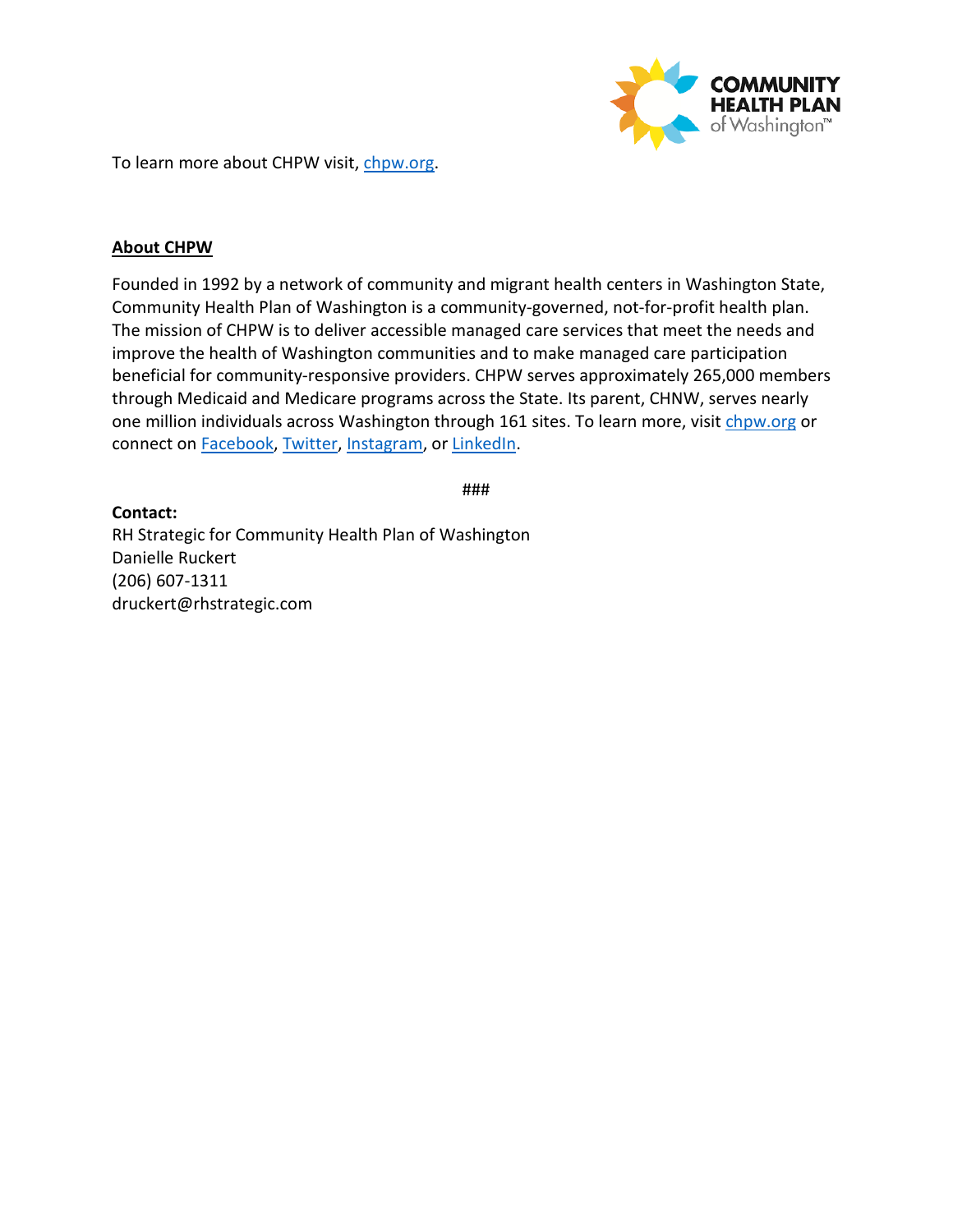To learn more about CHPW visit, [chpw.org](https://chpw.org).

**About CHPW**

Founded in 1992 by a network of community and migrant health centers in Washington State, Community Health Plan of Washington is a community-governed, not-for-profit health plan. The mission of CHPW is to deliver accessible managed care services that meet the needs and improve the health of Washington communities and to make managed care participation beneficial for community-responsive providers. CHPW serves approximately 265,000 members through Medicaid and Medicare programs across the State. Its parent, CHNW, serves nearly one million individuals across Washington through 161 sites. To learn more, visit chpw.org or connect on Facebook, Twitter, Instagram, or LinkedIn.

###

**Contact:**
RH Strategic for Community Health Plan of Washington
Danielle Ruckert
(206) 607-1311
druckert@rhstrategic.com